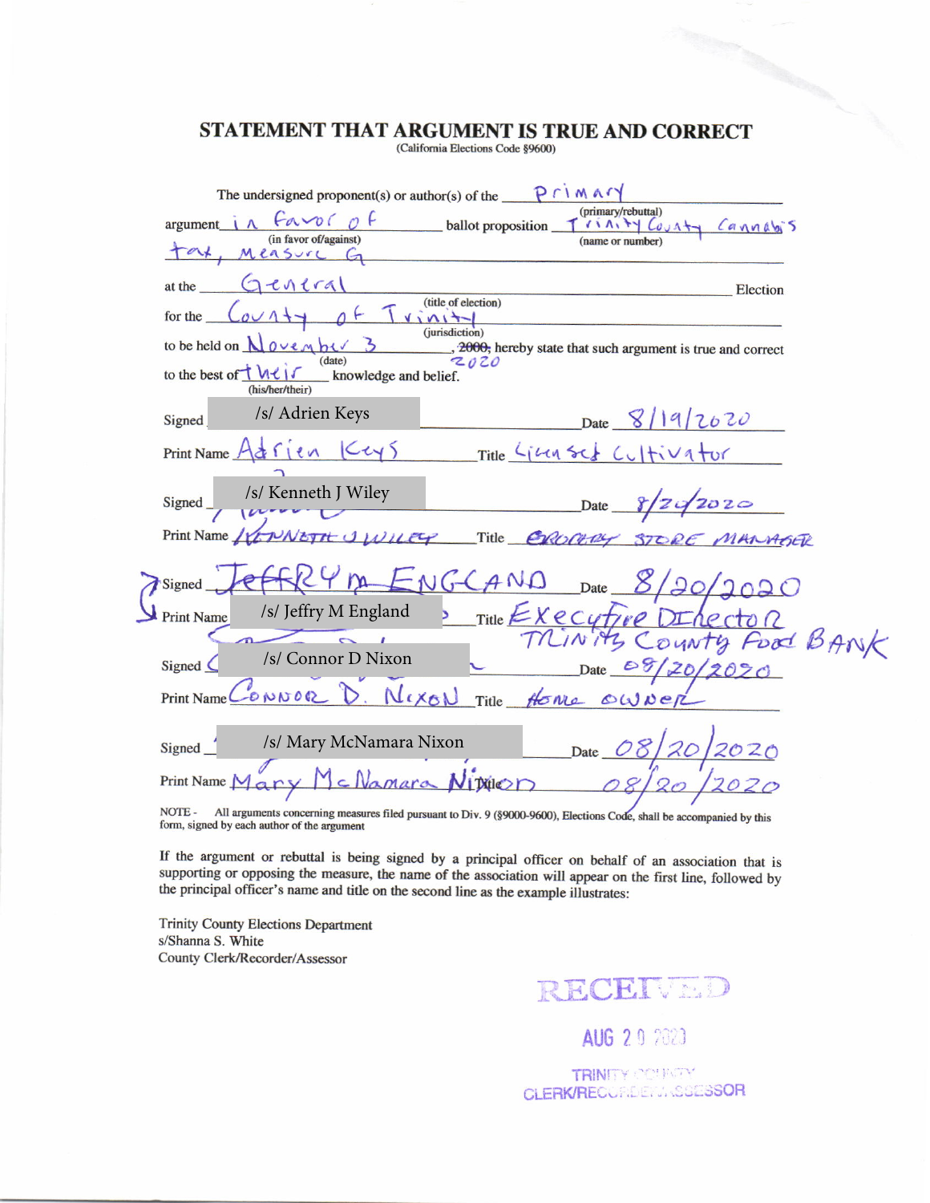# STATEMENT THAT ARGUMENT IS TRUE AND CORRECT

(California Elections Code §9600)

The undersigned proponent(s) or author(s) of the Primary (primary/rebuttal) argument in favor of (in favor of/against) ballot proposition Trinity County Cannabis tax, Measure G (name or number) at the General (title of election) Election for the County of Trinity (jurisdiction) to be held on November 3 (date), ~~2000,~~ 2020 hereby state that such argument is true and correct to the best of their (his/her/their) knowledge and belief.

Signed /s/ Adrien Keys Date 8/19/2020

Print Name Adrien Keys Title Licensed Cultivator

Signed /s/ Kenneth J Wiley Date 8/24/2020

Print Name KENNETH J WILEY Title GROCERY STORE MANAGER

Signed JEFFRY M ENGLAND Date 8/20/2020

Print Name /s/ Jeffry M England Title Executive Director TRINITY County Food BANK

Signed /s/ Connor D Nixon Date 08/20/2020

Print Name CONNOR D. NIXON Title Home owner

Signed /s/ Mary McNamara Nixon Date 08/20/2020

Print Name Mary McNamara Nixon Title 08/20/2020

NOTE - All arguments concerning measures filed pursuant to Div. 9 (§9000-9600), Elections Code, shall be accompanied by this form, signed by each author of the argument

If the argument or rebuttal is being signed by a principal officer on behalf of an association that is supporting or opposing the measure, the name of the association will appear on the first line, followed by the principal officer's name and title on the second line as the example illustrates:

Trinity County Elections Department
s/Shanna S. White
County Clerk/Recorder/Assessor

RECEIVED
AUG 20 2020
TRINITY COUNTY
CLERK/RECORDER/ASSESSOR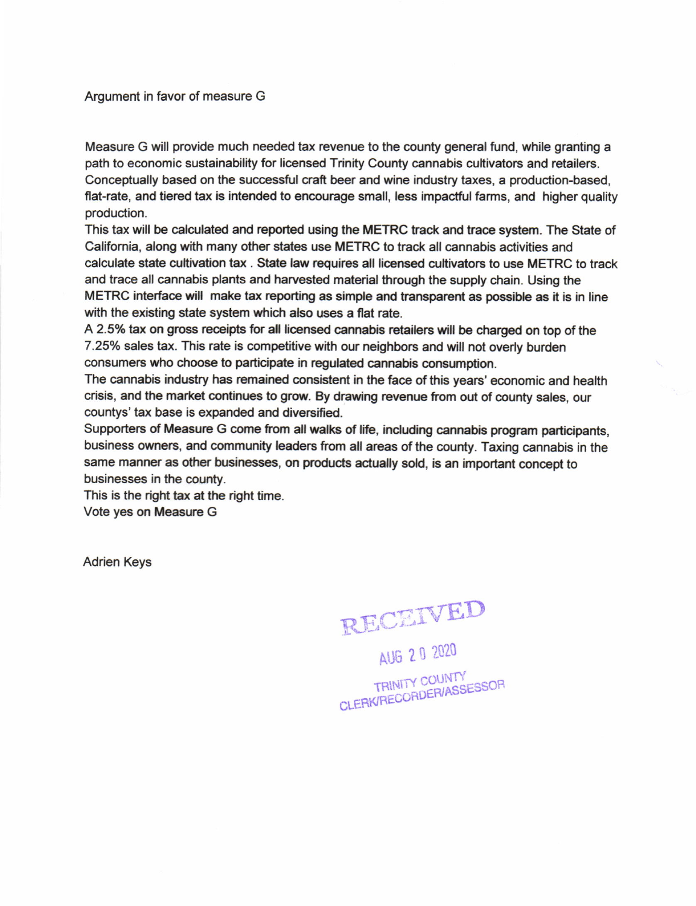Argument in favor of measure G

Measure G will provide much needed tax revenue to the county general fund, while granting a path to economic sustainability for licensed Trinity County cannabis cultivators and retailers. Conceptually based on the successful craft beer and wine industry taxes, a production-based, flat-rate, and tiered tax is intended to encourage small, less impactful farms, and higher quality production.

This tax will be calculated and reported using the METRC track and trace system. The State of California, along with many other states use METRC to track all cannabis activities and calculate state cultivation tax . State law requires all licensed cultivators to use METRC to track and trace all cannabis plants and harvested material through the supply chain. Using the METRC interface will make tax reporting as simple and transparent as possible as it is in line with the existing state system which also uses a flat rate.

A 2.5% tax on gross receipts for all licensed cannabis retailers will be charged on top of the 7.25% sales tax. This rate is competitive with our neighbors and will not overly burden consumers who choose to participate in regulated cannabis consumption.

The cannabis industry has remained consistent in the face of this years' economic and health crisis, and the market continues to grow. By drawing revenue from out of county sales, our countys' tax base is expanded and diversified.

Supporters of Measure G come from all walks of life, including cannabis program participants, business owners, and community leaders from all areas of the county. Taxing cannabis in the same manner as other businesses, on products actually sold, is an important concept to businesses in the county.

This is the right tax at the right time.

Vote yes on Measure G

Adrien Keys

RECEIVED

AUG 20 2020

TRINITY COUNTY CLERK/RECORDER/ASSESSOR